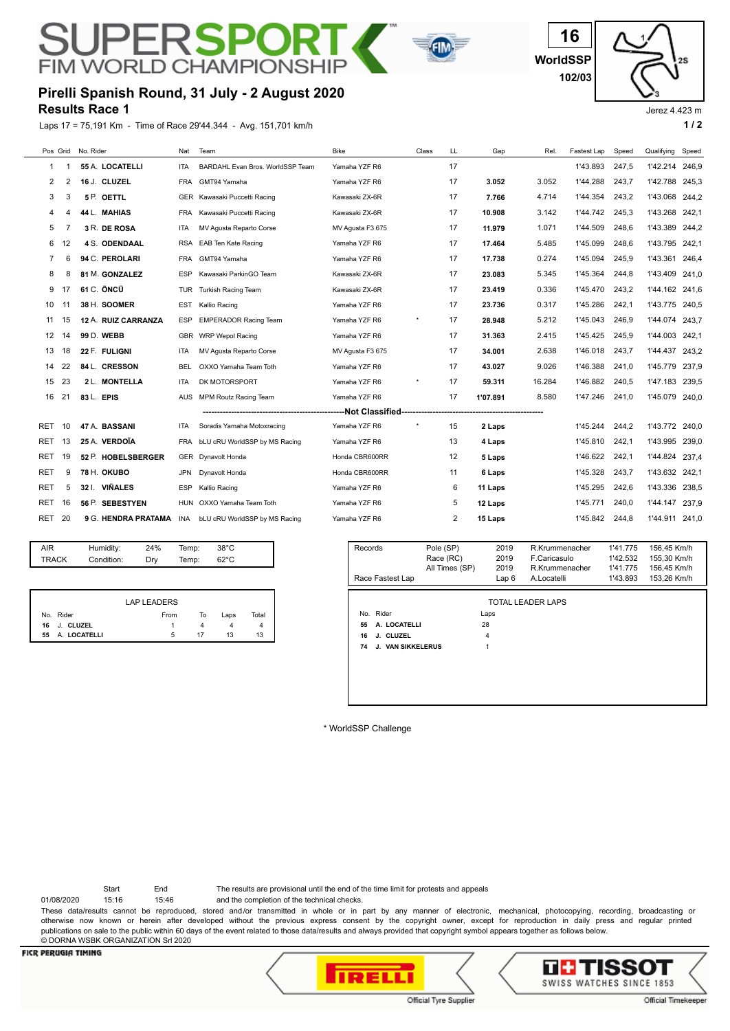# SUPERSPORT FIM WORLD CHAMPIONSHIP

16
WorldSSP
102/03

## Pirelli Spanish Round, 31 July - 2 August 2020

### Results Race 1

Jerez 4.423 m

Laps 17 = 75,191 Km - Time of Race 29'44.344 - Avg. 151,701 km/h

| Pos | Grid | No. | Rider | Nat | Team | Bike | Class | LL | Gap | Rel. | Fastest Lap | Speed | Qualifying | Speed |
|---|---|---|---|---|---|---|---|---|---|---|---|---|---|---|
| 1 | 1 | 55 | A. **LOCATELLI** | ITA | BARDAHL Evan Bros. WorldSSP Team | Yamaha YZF R6 | | 17 | | | 1'43.893 | 247,5 | 1'42.214 | 246,9 |
| 2 | 2 | 16 | J. **CLUZEL** | FRA | GMT94 Yamaha | Yamaha YZF R6 | | 17 | **3.052** | 3.052 | 1'44.288 | 243,7 | 1'42.788 | 245,3 |
| 3 | 3 | 5 | P. **OETTL** | GER | Kawasaki Puccetti Racing | Kawasaki ZX-6R | | 17 | **7.766** | 4.714 | 1'44.354 | 243,2 | 1'43.068 | 244,2 |
| 4 | 4 | 44 | L. **MAHIAS** | FRA | Kawasaki Puccetti Racing | Kawasaki ZX-6R | | 17 | **10.908** | 3.142 | 1'44.742 | 245,3 | 1'43.268 | 242,1 |
| 5 | 7 | 3 | R. **DE ROSA** | ITA | MV Agusta Reparto Corse | MV Agusta F3 675 | | 17 | **11.979** | 1.071 | 1'44.509 | 248,6 | 1'43.389 | 244,2 |
| 6 | 12 | 4 | S. **ODENDAAL** | RSA | EAB Ten Kate Racing | Yamaha YZF R6 | | 17 | **17.464** | 5.485 | 1'45.099 | 248,6 | 1'43.795 | 242,1 |
| 7 | 6 | 94 | C. **PEROLARI** | FRA | GMT94 Yamaha | Yamaha YZF R6 | | 17 | **17.738** | 0.274 | 1'45.094 | 245,9 | 1'43.361 | 246,4 |
| 8 | 8 | 81 | M. **GONZALEZ** | ESP | Kawasaki ParkinGO Team | Kawasaki ZX-6R | | 17 | **23.083** | 5.345 | 1'45.364 | 244,8 | 1'43.409 | 241,0 |
| 9 | 17 | 61 | C. **ÖNCÜ** | TUR | Turkish Racing Team | Kawasaki ZX-6R | | 17 | **23.419** | 0.336 | 1'45.470 | 243,2 | 1'44.162 | 241,6 |
| 10 | 11 | 38 | H. **SOOMER** | EST | Kallio Racing | Yamaha YZF R6 | | 17 | **23.736** | 0.317 | 1'45.286 | 242,1 | 1'43.775 | 240,5 |
| 11 | 15 | 12 | A. **RUIZ CARRANZA** | ESP | EMPERADOR Racing Team | Yamaha YZF R6 | * | 17 | **28.948** | 5.212 | 1'45.043 | 246,9 | 1'44.074 | 243,7 |
| 12 | 14 | 99 | D. **WEBB** | GBR | WRP Wepol Racing | Yamaha YZF R6 | | 17 | **31.363** | 2.415 | 1'45.425 | 245,9 | 1'44.003 | 242,1 |
| 13 | 18 | 22 | F. **FULIGNI** | ITA | MV Agusta Reparto Corse | MV Agusta F3 675 | | 17 | **34.001** | 2.638 | 1'46.018 | 243,7 | 1'44.437 | 243,2 |
| 14 | 22 | 84 | L. **CRESSON** | BEL | OXXO Yamaha Team Toth | Yamaha YZF R6 | | 17 | **43.027** | 9.026 | 1'46.388 | 241,0 | 1'45.779 | 237,9 |
| 15 | 23 | 2 | L. **MONTELLA** | ITA | DK MOTORSPORT | Yamaha YZF R6 | * | 17 | **59.311** | 16.284 | 1'46.882 | 240,5 | 1'47.183 | 239,5 |
| 16 | 21 | 83 | L. **EPIS** | AUS | MPM Routz Racing Team | Yamaha YZF R6 | | 17 | **1'07.891** | 8.580 | 1'47.246 | 241,0 | 1'45.079 | 240,0 |
| | | | | | | **Not Classified** | | | | | | | | |
| RET | 10 | 47 | A. **BASSANI** | ITA | Soradis Yamaha Motoxracing | Yamaha YZF R6 | * | 15 | **2 Laps** | | 1'45.244 | 244,2 | 1'43.772 | 240,0 |
| RET | 13 | 25 | A. **VERDOÏA** | FRA | bLU cRU WorldSSP by MS Racing | Yamaha YZF R6 | | 13 | **4 Laps** | | 1'45.810 | 242,1 | 1'43.995 | 239,0 |
| RET | 19 | 52 | P. **HOBELSBERGER** | GER | Dynavolt Honda | Honda CBR600RR | | 12 | **5 Laps** | | 1'46.622 | 242,1 | 1'44.824 | 237,4 |
| RET | 9 | 78 | H. **OKUBO** | JPN | Dynavolt Honda | Honda CBR600RR | | 11 | **6 Laps** | | 1'45.328 | 243,7 | 1'43.632 | 242,1 |
| RET | 5 | 32 | I. **VIÑALES** | ESP | Kallio Racing | Yamaha YZF R6 | | 6 | **11 Laps** | | 1'45.295 | 242,6 | 1'43.336 | 238,5 |
| RET | 16 | 56 | P. **SEBESTYEN** | HUN | OXXO Yamaha Team Toth | Yamaha YZF R6 | | 5 | **12 Laps** | | 1'45.771 | 240,0 | 1'44.147 | 237,9 |
| RET | 20 | 9 | G. **HENDRA PRATAMA** | INA | bLU cRU WorldSSP by MS Racing | Yamaha YZF R6 | | 2 | **15 Laps** | | 1'45.842 | 244,8 | 1'44.911 | 241,0 |

| | | | | |
|---|---|---|---|---|
| AIR | Humidity: | 24% | Temp: | 38°C |
| TRACK | Condition: | Dry | Temp: | 62°C |

| Records | | | | | |
|---|---|---|---|---|---|
| | Pole (SP) | 2019 | R.Krummenacher | 1'41.775 | 156,45 Km/h |
| | Race (RC) | 2019 | F.Caricasulo | 1'42.532 | 155,30 Km/h |
| | All Times (SP) | 2019 | R.Krummenacher | 1'41.775 | 156,45 Km/h |
| Race Fastest Lap | | Lap 6 | A.Locatelli | 1'43.893 | 153,26 Km/h |

**LAP LEADERS**

| No. | Rider | From | To | Laps | Total |
|---|---|---|---|---|---|
| 16 | J. **CLUZEL** | 1 | 4 | 4 | 4 |
| 55 | A. **LOCATELLI** | 5 | 17 | 13 | 13 |

**TOTAL LEADER LAPS**

| No. | Rider | Laps |
|---|---|---|
| 55 | A. **LOCATELLI** | 28 |
| 16 | J. **CLUZEL** | 4 |
| 74 | J. **VAN SIKKELERUS** | 1 |

\* WorldSSP Challenge

| | Start | End |
|---|---|---|
| 01/08/2020 | 15:16 | 15:46 |

The results are provisional until the end of the time limit for protests and appeals and the completion of the technical checks.

These data/results cannot be reproduced, stored and/or transmitted in whole or in part by any manner of electronic, mechanical, photocopying, recording, broadcasting or otherwise now known or herein after developed without the previous express consent by the copyright owner, except for reproduction in daily press and regular printed publications on sale to the public within 60 days of the event related to those data/results and always provided that copyright symbol appears together as follows below.
© DORNA WSBK ORGANIZATION Srl 2020

FICR PERUGIA TIMING — PIRELLI Official Tyre Supplier — TISSOT Swiss Watches Since 1853 Official Timekeeper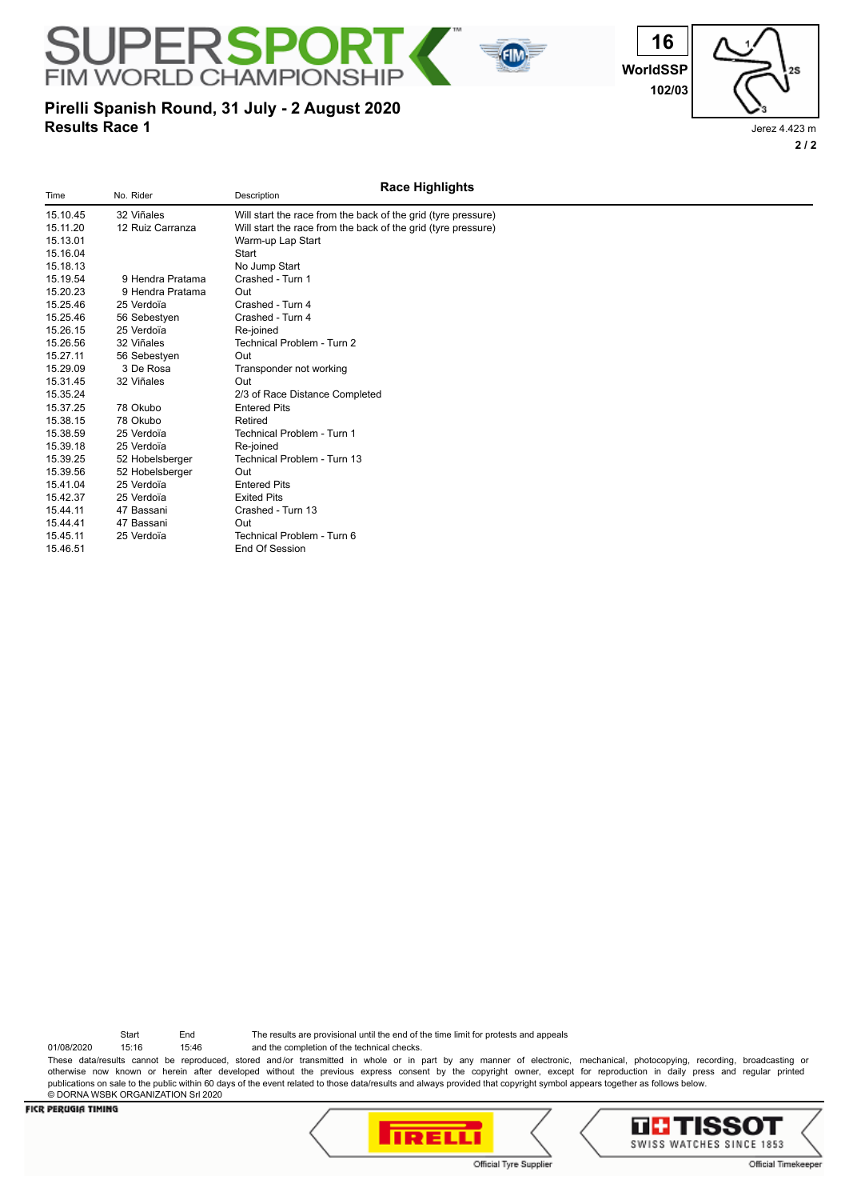# SUPERSPORT FIM WORLD CHAMPIONSHIP

16
WorldSSP
102/03

## Pirelli Spanish Round, 31 July - 2 August 2020
### Results Race 1

Jerez 4.423 m

### Race Highlights

| Time | No. Rider | Description |
|---|---|---|
| 15.10.45 | 32 Viñales | Will start the race from the back of the grid (tyre pressure) |
| 15.11.20 | 12 Ruiz Carranza | Will start the race from the back of the grid (tyre pressure) |
| 15.13.01 | | Warm-up Lap Start |
| 15.16.04 | | Start |
| 15.18.13 | | No Jump Start |
| 15.19.54 | 9 Hendra Pratama | Crashed - Turn 1 |
| 15.20.23 | 9 Hendra Pratama | Out |
| 15.25.46 | 25 Verdoïa | Crashed - Turn 4 |
| 15.25.46 | 56 Sebestyen | Crashed - Turn 4 |
| 15.26.15 | 25 Verdoïa | Re-joined |
| 15.26.56 | 32 Viñales | Technical Problem - Turn 2 |
| 15.27.11 | 56 Sebestyen | Out |
| 15.29.09 | 3 De Rosa | Transponder not working |
| 15.31.45 | 32 Viñales | Out |
| 15.35.24 | | 2/3 of Race Distance Completed |
| 15.37.25 | 78 Okubo | Entered Pits |
| 15.38.15 | 78 Okubo | Retired |
| 15.38.59 | 25 Verdoïa | Technical Problem - Turn 1 |
| 15.39.18 | 25 Verdoïa | Re-joined |
| 15.39.25 | 52 Hobelsberger | Technical Problem - Turn 13 |
| 15.39.56 | 52 Hobelsberger | Out |
| 15.41.04 | 25 Verdoïa | Entered Pits |
| 15.42.37 | 25 Verdoïa | Exited Pits |
| 15.44.11 | 47 Bassani | Crashed - Turn 13 |
| 15.44.41 | 47 Bassani | Out |
| 15.45.11 | 25 Verdoïa | Technical Problem - Turn 6 |
| 15.46.51 | | End Of Session |

| | Start | End |
|---|---|---|
| 01/08/2020 | 15:16 | 15:46 |

The results are provisional until the end of the time limit for protests and appeals and the completion of the technical checks.

These data/results cannot be reproduced, stored and/or transmitted in whole or in part by any manner of electronic, mechanical, photocopying, recording, broadcasting or otherwise now known or herein after developed without the previous express consent by the copyright owner, except for reproduction in daily press and regular printed publications on sale to the public within 60 days of the event related to those data/results and always provided that copyright symbol appears together as follows below.
© DORNA WSBK ORGANIZATION Srl 2020

FICR PERUGIA TIMING

Official Tyre Supplier

TISSOT SWISS WATCHES SINCE 1853 — Official Timekeeper